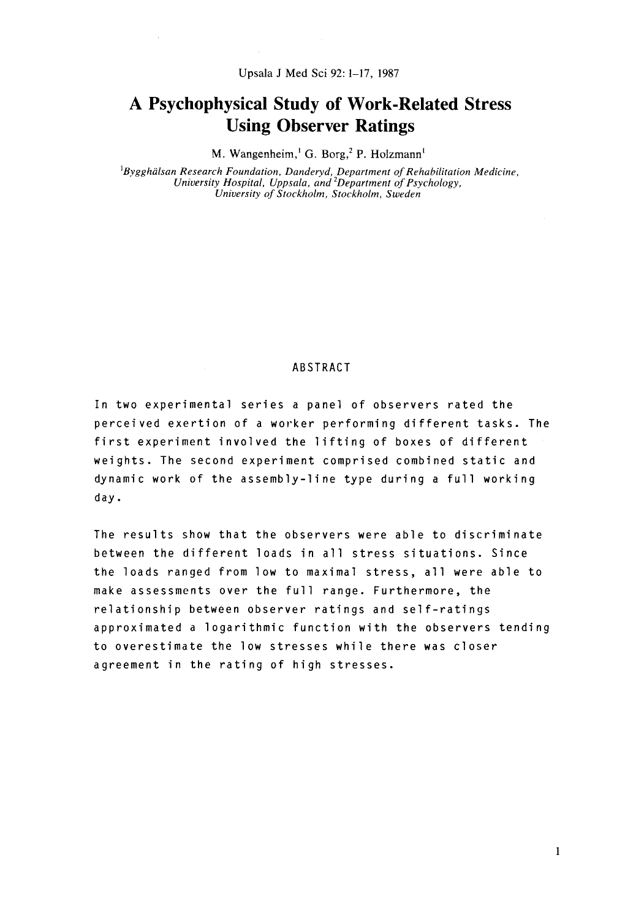# A Psychophysical Study of Work-Related Stress Using Observer Ratings

M. Wangenheim,[1] G. Borg,[2] P. Holzmann[1]

*[1]Bygghälsan Research Foundation, Danderyd, Department of Rehabilitation Medicine, University Hospital, Uppsala, and [2]Department of Psychology, University of Stockholm, Stockholm, Sweden*

## ABSTRACT

In two experimental series a panel of observers rated the perceived exertion of a worker performing different tasks. The first experiment involved the lifting of boxes of different weights. The second experiment comprised combined static and dynamic work of the assembly-line type during a full working day.

The results show that the observers were able to discriminate between the different loads in all stress situations. Since the loads ranged from low to maximal stress, all were able to make assessments over the full range. Furthermore, the relationship between observer ratings and self-ratings approximated a logarithmic function with the observers tending to overestimate the low stresses while there was closer agreement in the rating of high stresses.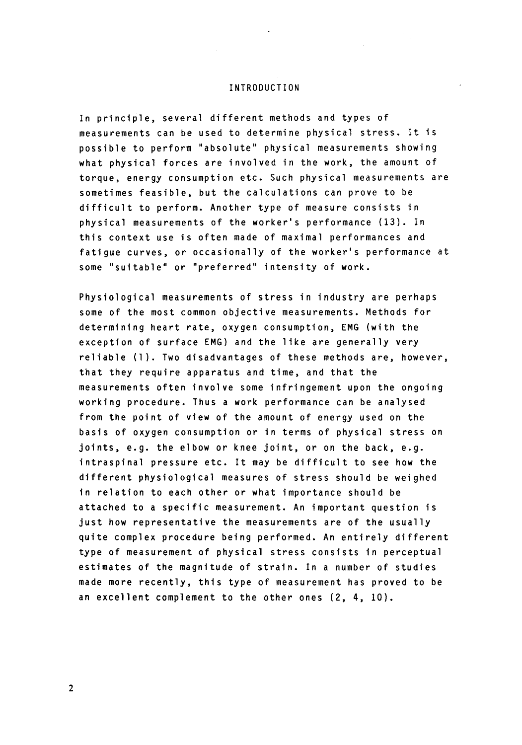# INTRODUCTION

In principle, several different methods and types of measurements can be used to determine physical stress. It is possible to perform "absolute" physical measurements showing what physical forces are involved in the work, the amount of torque, energy consumption etc. Such physical measurements are sometimes feasible, but the calculations can prove to be difficult to perform. Another type of measure consists in physical measurements of the worker's performance (13). In this context use is often made of maximal performances and fatigue curves, or occasionally of the worker's performance at some "suitable" or "preferred" intensity of work.

Physiological measurements of stress in industry are perhaps some of the most common objective measurements. Methods for determining heart rate, oxygen consumption, EMG (with the exception of surface EMG) and the like are generally very reliable (1). Two disadvantages of these methods are, however, that they require apparatus and time, and that the measurements often involve some infringement upon the ongoing working procedure. Thus a work performance can be analysed from the point of view of the amount of energy used on the basis of oxygen consumption or in terms of physical stress on joints, e.g. the elbow or knee joint, or on the back, e.g. intraspinal pressure etc. It may be difficult to see how the different physiological measures of stress should be weighed in relation to each other or what importance should be attached to a specific measurement. An important question is just how representative the measurements are of the usually quite complex procedure being performed. An entirely different type of measurement of physical stress consists in perceptual estimates of the magnitude of strain. In a number of studies made more recently, this type of measurement has proved to be an excellent complement to the other ones (2, 4, 10).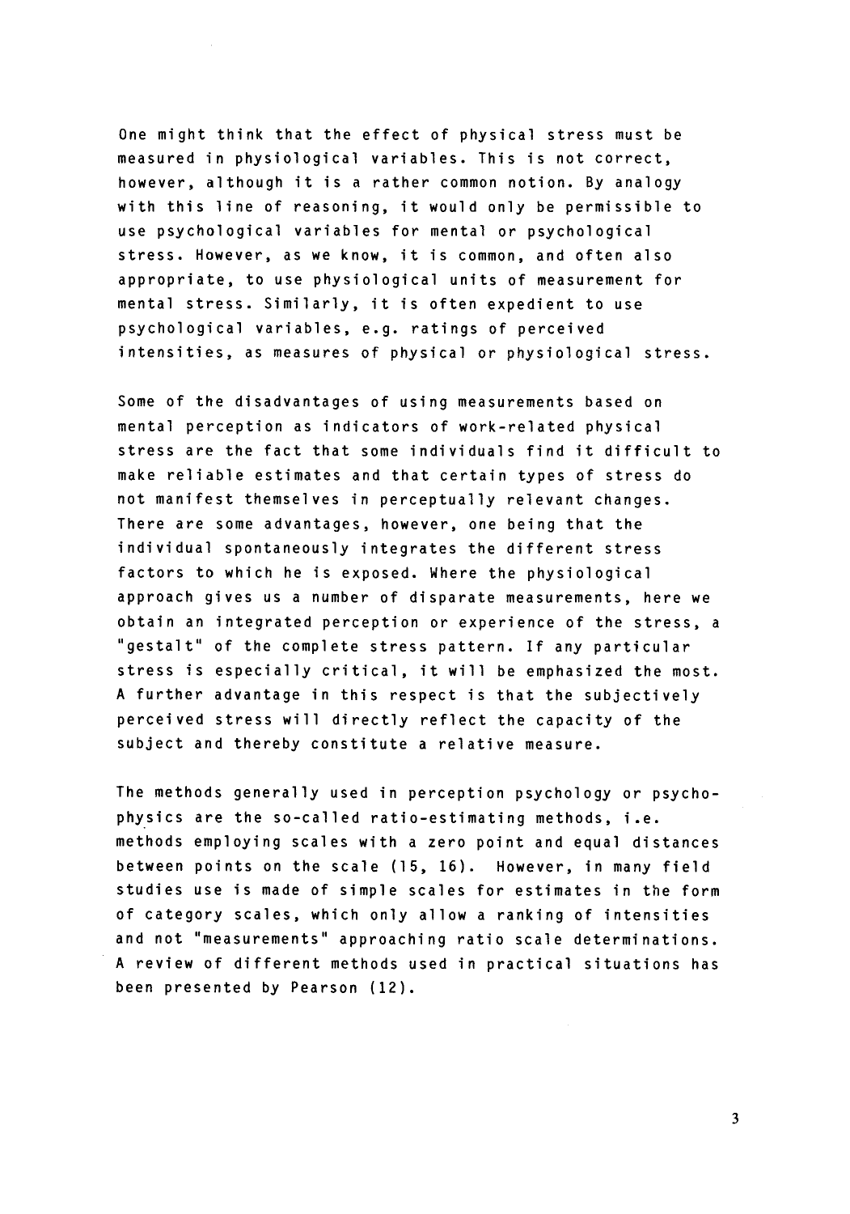One might think that the effect of physical stress must be measured in physiological variables. This is not correct, however, although it is a rather common notion. By analogy with this line of reasoning, it would only be permissible to use psychological variables for mental or psychological stress. However, as we know, it is common, and often also appropriate, to use physiological units of measurement for mental stress. Similarly, it is often expedient to use psychological variables, e.g. ratings of perceived intensities, as measures of physical or physiological stress.

Some of the disadvantages of using measurements based on mental perception as indicators of work-related physical stress are the fact that some individuals find it difficult to make reliable estimates and that certain types of stress do not manifest themselves in perceptually relevant changes. There are some advantages, however, one being that the individual spontaneously integrates the different stress factors to which he is exposed. Where the physiological approach gives us a number of disparate measurements, here we obtain an integrated perception or experience of the stress, a "gestalt" of the complete stress pattern. If any particular stress is especially critical, it will be emphasized the most. A further advantage in this respect is that the subjectively perceived stress will directly reflect the capacity of the subject and thereby constitute a relative measure.

The methods generally used in perception psychology or psychophysics are the so-called ratio-estimating methods, i.e. methods employing scales with a zero point and equal distances between points on the scale (15, 16). However, in many field studies use is made of simple scales for estimates in the form of category scales, which only allow a ranking of intensities and not "measurements" approaching ratio scale determinations. A review of different methods used in practical situations has been presented by Pearson (12).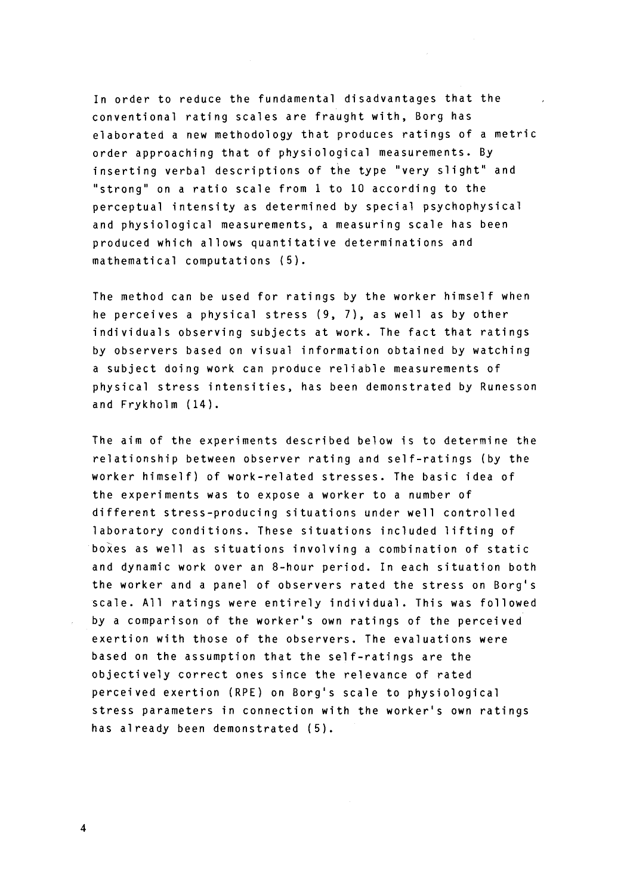In order to reduce the fundamental disadvantages that the conventional rating scales are fraught with, Borg has elaborated a new methodology that produces ratings of a metric order approaching that of physiological measurements. By inserting verbal descriptions of the type "very slight" and "strong" on a ratio scale from 1 to 10 according to the perceptual intensity as determined by special psychophysical and physiological measurements, a measuring scale has been produced which allows quantitative determinations and mathematical computations (5).

The method can be used for ratings by the worker himself when he perceives a physical stress (9, 7), as well as by other individuals observing subjects at work. The fact that ratings by observers based on visual information obtained by watching a subject doing work can produce reliable measurements of physical stress intensities, has been demonstrated by Runesson and Frykholm (14).

The aim of the experiments described below is to determine the relationship between observer rating and self-ratings (by the worker himself) of work-related stresses. The basic idea of the experiments was to expose a worker to a number of different stress-producing situations under well controlled laboratory conditions. These situations included lifting of boxes as well as situations involving a combination of static and dynamic work over an 8-hour period. In each situation both the worker and a panel of observers rated the stress on Borg's scale. All ratings were entirely individual. This was followed by a comparison of the worker's own ratings of the perceived exertion with those of the observers. The evaluations were based on the assumption that the self-ratings are the objectively correct ones since the relevance of rated perceived exertion (RPE) on Borg's scale to physiological stress parameters in connection with the worker's own ratings has already been demonstrated (5).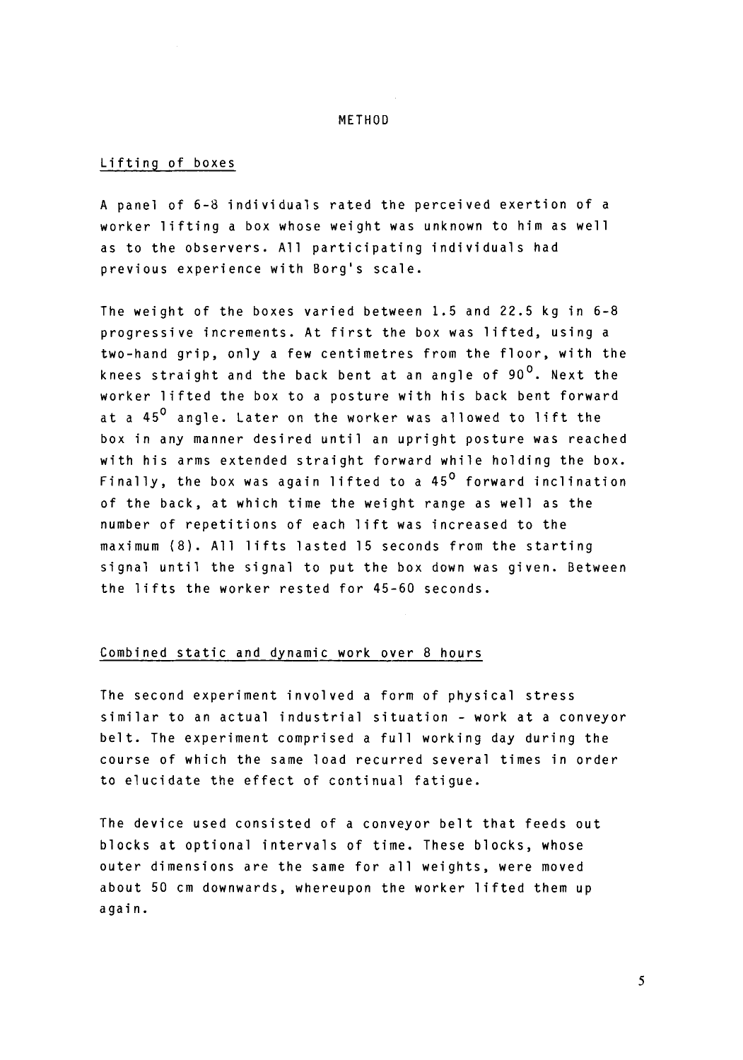# METHOD

## Lifting of boxes

A panel of 6-8 individuals rated the perceived exertion of a worker lifting a box whose weight was unknown to him as well as to the observers. All participating individuals had previous experience with Borg's scale.

The weight of the boxes varied between 1.5 and 22.5 kg in 6-8 progressive increments. At first the box was lifted, using a two-hand grip, only a few centimetres from the floor, with the knees straight and the back bent at an angle of $90^{o}$. Next the worker lifted the box to a posture with his back bent forward at a $45^{o}$ angle. Later on the worker was allowed to lift the box in any manner desired until an upright posture was reached with his arms extended straight forward while holding the box. Finally, the box was again lifted to a $45^{o}$ forward inclination of the back, at which time the weight range as well as the number of repetitions of each lift was increased to the maximum (8). All lifts lasted 15 seconds from the starting signal until the signal to put the box down was given. Between the lifts the worker rested for 45-60 seconds.

## Combined static and dynamic work over 8 hours

The second experiment involved a form of physical stress similar to an actual industrial situation - work at a conveyor belt. The experiment comprised a full working day during the course of which the same load recurred several times in order to elucidate the effect of continual fatigue.

The device used consisted of a conveyor belt that feeds out blocks at optional intervals of time. These blocks, whose outer dimensions are the same for all weights, were moved about 50 cm downwards, whereupon the worker lifted them up again.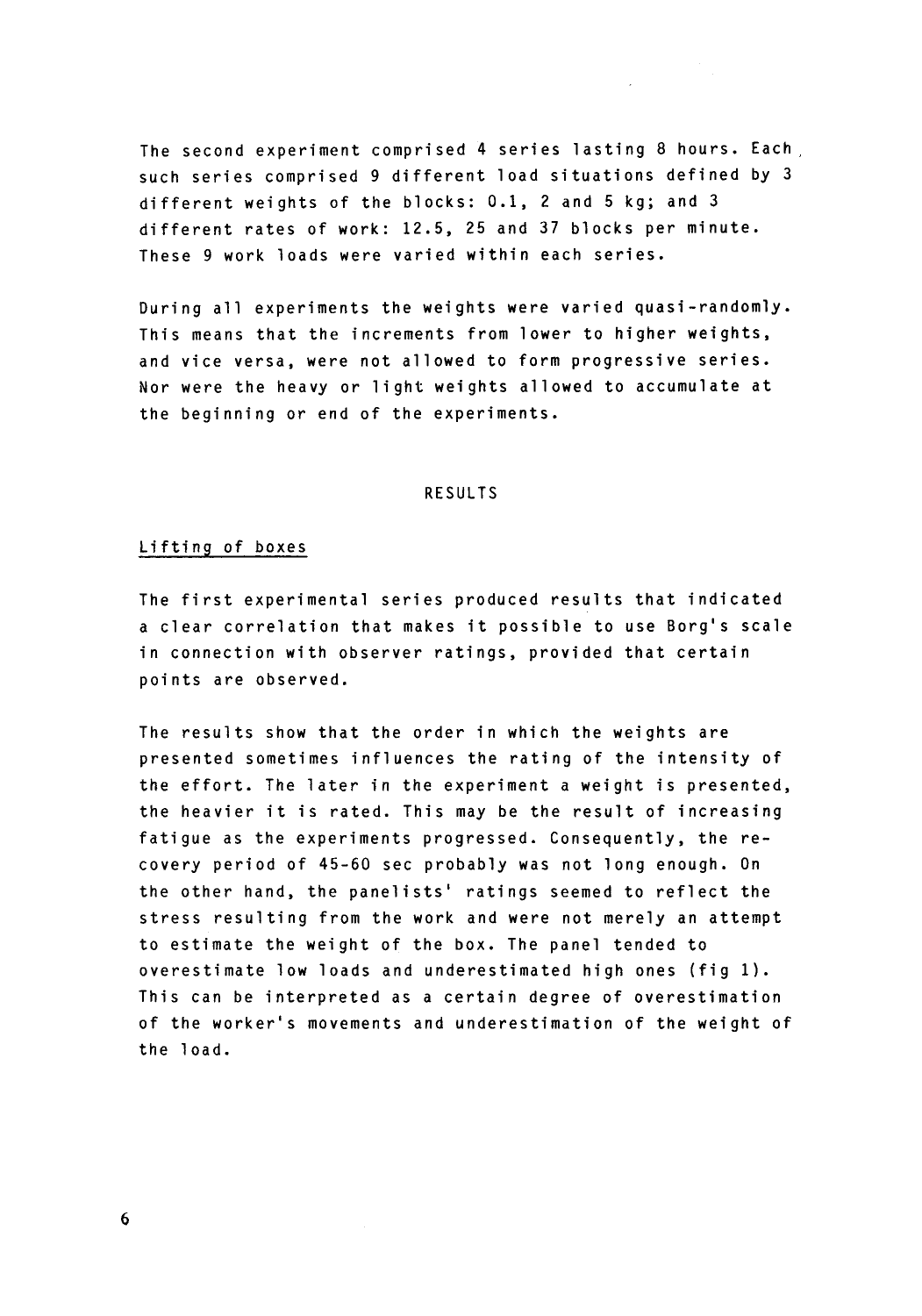The second experiment comprised 4 series lasting 8 hours. Each such series comprised 9 different load situations defined by 3 different weights of the blocks: 0.1, 2 and 5 kg; and 3 different rates of work: 12.5, 25 and 37 blocks per minute. These 9 work loads were varied within each series.

During all experiments the weights were varied quasi-randomly. This means that the increments from lower to higher weights, and vice versa, were not allowed to form progressive series. Nor were the heavy or light weights allowed to accumulate at the beginning or end of the experiments.

## RESULTS

### Lifting of boxes

The first experimental series produced results that indicated a clear correlation that makes it possible to use Borg's scale in connection with observer ratings, provided that certain points are observed.

The results show that the order in which the weights are presented sometimes influences the rating of the intensity of the effort. The later in the experiment a weight is presented, the heavier it is rated. This may be the result of increasing fatigue as the experiments progressed. Consequently, the recovery period of 45-60 sec probably was not long enough. On the other hand, the panelists' ratings seemed to reflect the stress resulting from the work and were not merely an attempt to estimate the weight of the box. The panel tended to overestimate low loads and underestimated high ones (fig 1). This can be interpreted as a certain degree of overestimation of the worker's movements and underestimation of the weight of the load.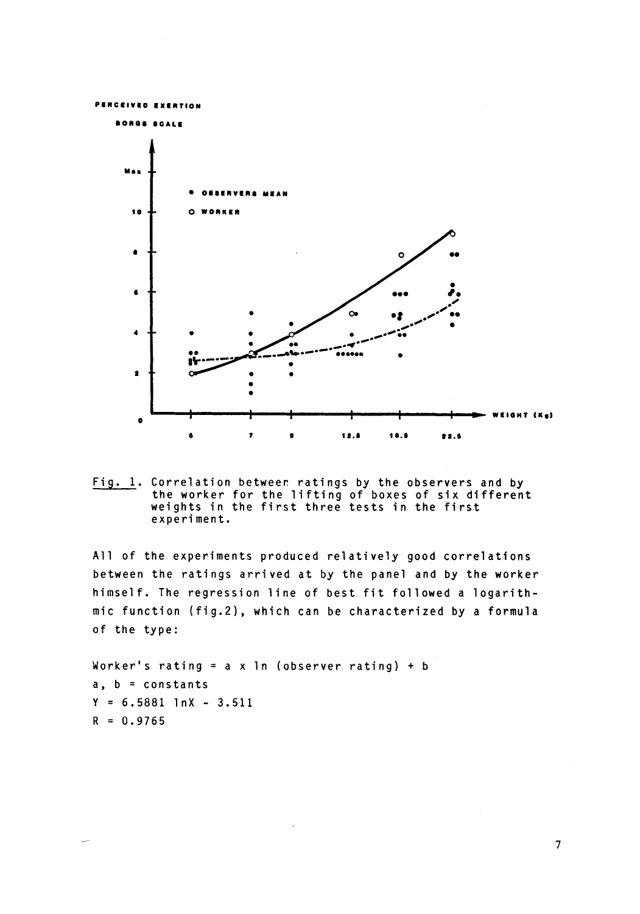Fig. 1. Correlation between ratings by the observers and by the worker for the lifting of boxes of six different weights in the first three tests in the first experiment.

All of the experiments produced relatively good correlations between the ratings arrived at by the panel and by the worker himself. The regression line of best fit followed a logarithmic function (fig.2), which can be characterized by a formula of the type:

Worker's rating = a x ln (observer rating) + b

a, b = constants

$Y = 6.5881 \ln X - 3.511$

$R = 0.9765$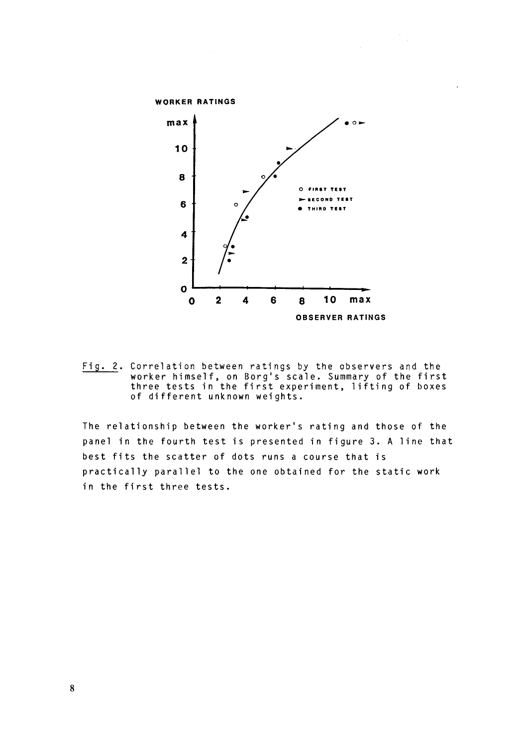Fig. 2. Correlation between ratings by the observers and the worker himself, on Borg's scale. Summary of the first three tests in the first experiment, lifting of boxes of different unknown weights.

The relationship between the worker's rating and those of the panel in the fourth test is presented in figure 3. A line that best fits the scatter of dots runs a course that is practically parallel to the one obtained for the static work in the first three tests.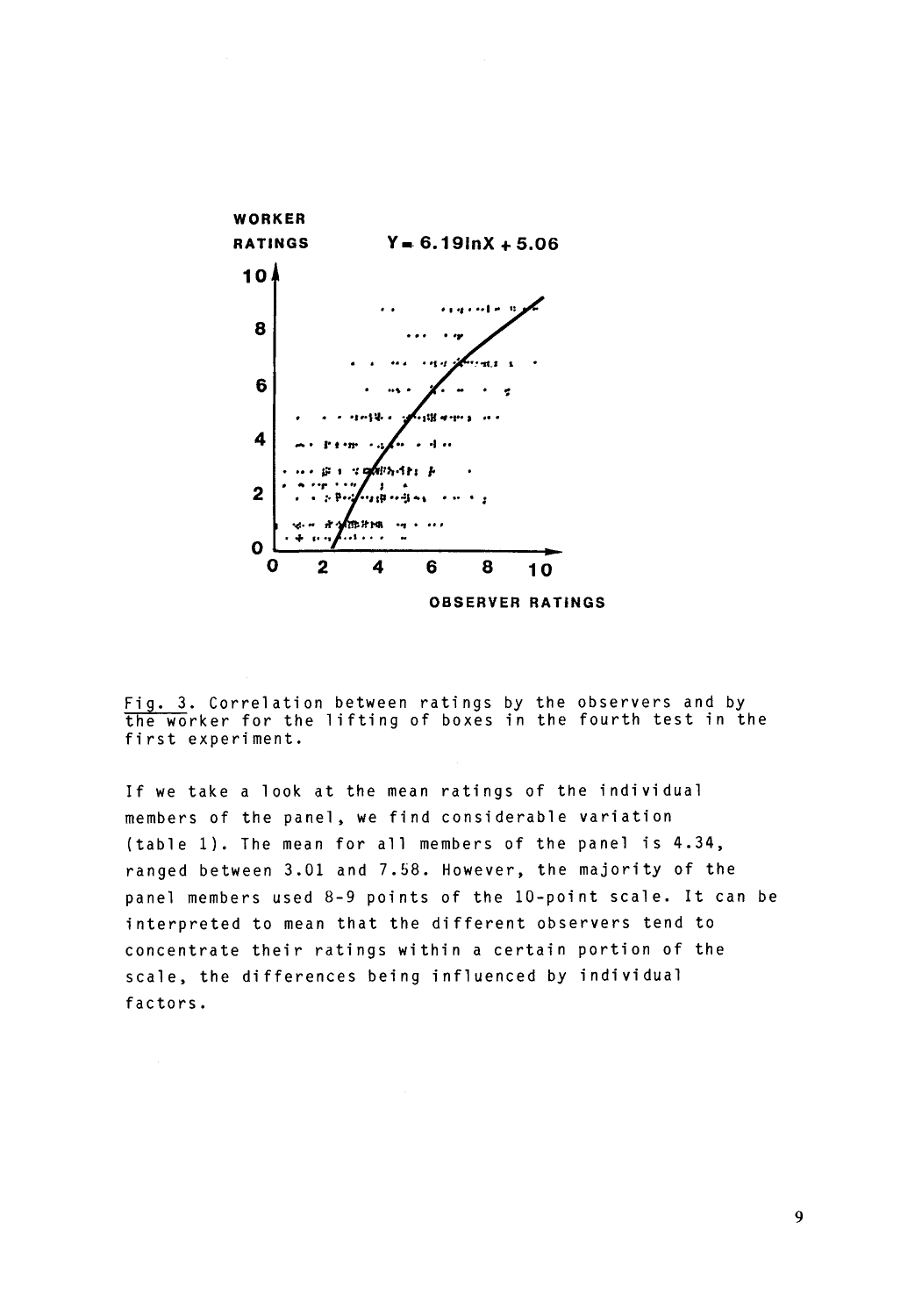Fig. 3. Correlation between ratings by the observers and by the worker for the lifting of boxes in the fourth test in the first experiment.

If we take a look at the mean ratings of the individual members of the panel, we find considerable variation (table 1). The mean for all members of the panel is 4.34, ranged between 3.01 and 7.58. However, the majority of the panel members used 8-9 points of the 10-point scale. It can be interpreted to mean that the different observers tend to concentrate their ratings within a certain portion of the scale, the differences being influenced by individual factors.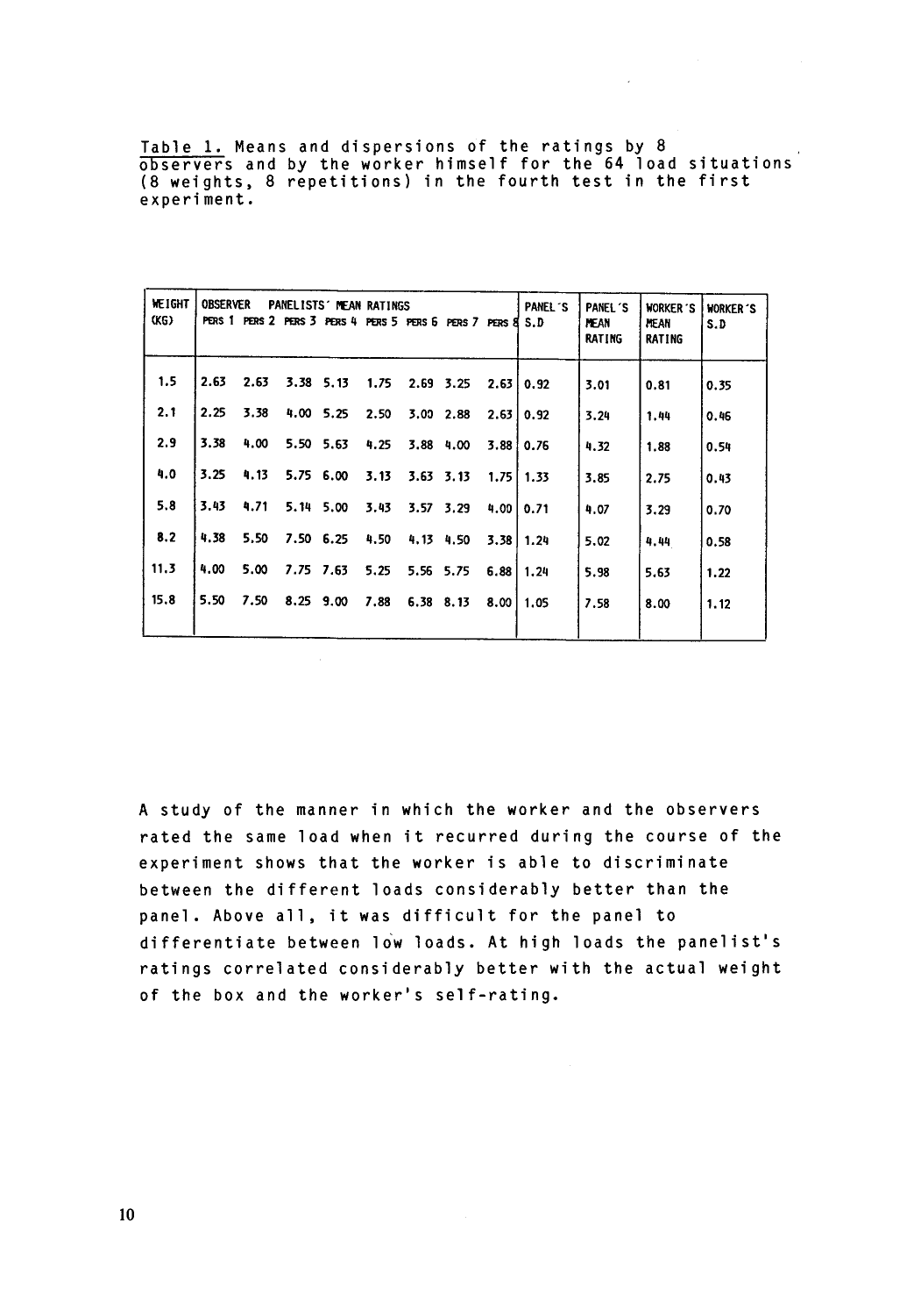Table 1. Means and dispersions of the ratings by 8 observers and by the worker himself for the 64 load situations (8 weights, 8 repetitions) in the fourth test in the first experiment.

| WEIGHT (KG) | OBSERVER PANELISTS' MEAN RATINGS | | | | | | | | PANEL'S S.D | PANEL'S MEAN RATING | WORKER'S MEAN RATING | WORKER'S S.D |
|---|---|---|---|---|---|---|---|---|---|---|---|---|
| | PERS 1 | PERS 2 | PERS 3 | PERS 4 | PERS 5 | PERS 6 | PERS 7 | PERS 8 | | | | |
| 1.5 | 2.63 | 2.63 | 3.38 | 5.13 | 1.75 | 2.69 | 3.25 | 2.63 | 0.92 | 3.01 | 0.81 | 0.35 |
| 2.1 | 2.25 | 3.38 | 4.00 | 5.25 | 2.50 | 3.00 | 2.88 | 2.63 | 0.92 | 3.24 | 1.44 | 0.46 |
| 2.9 | 3.38 | 4.00 | 5.50 | 5.63 | 4.25 | 3.88 | 4.00 | 3.88 | 0.76 | 4.32 | 1.88 | 0.54 |
| 4.0 | 3.25 | 4.13 | 5.75 | 6.00 | 3.13 | 3.63 | 3.13 | 1.75 | 1.33 | 3.85 | 2.75 | 0.43 |
| 5.8 | 3.43 | 4.71 | 5.14 | 5.00 | 3.43 | 3.57 | 3.29 | 4.00 | 0.71 | 4.07 | 3.29 | 0.70 |
| 8.2 | 4.38 | 5.50 | 7.50 | 6.25 | 4.50 | 4.13 | 4.50 | 3.38 | 1.24 | 5.02 | 4.44 | 0.58 |
| 11.3 | 4.00 | 5.00 | 7.75 | 7.63 | 5.25 | 5.56 | 5.75 | 6.88 | 1.24 | 5.98 | 5.63 | 1.22 |
| 15.8 | 5.50 | 7.50 | 8.25 | 9.00 | 7.88 | 6.38 | 8.13 | 8.00 | 1.05 | 7.58 | 8.00 | 1.12 |

A study of the manner in which the worker and the observers rated the same load when it recurred during the course of the experiment shows that the worker is able to discriminate between the different loads considerably better than the panel. Above all, it was difficult for the panel to differentiate between low loads. At high loads the panelist's ratings correlated considerably better with the actual weight of the box and the worker's self-rating.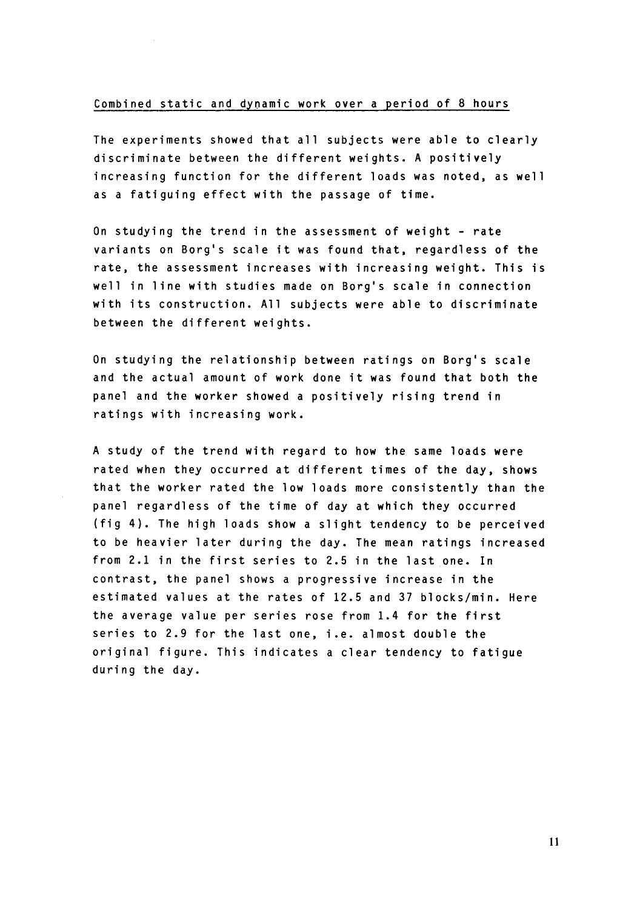## Combined static and dynamic work over a period of 8 hours

The experiments showed that all subjects were able to clearly discriminate between the different weights. A positively increasing function for the different loads was noted, as well as a fatiguing effect with the passage of time.

On studying the trend in the assessment of weight - rate variants on Borg's scale it was found that, regardless of the rate, the assessment increases with increasing weight. This is well in line with studies made on Borg's scale in connection with its construction. All subjects were able to discriminate between the different weights.

On studying the relationship between ratings on Borg's scale and the actual amount of work done it was found that both the panel and the worker showed a positively rising trend in ratings with increasing work.

A study of the trend with regard to how the same loads were rated when they occurred at different times of the day, shows that the worker rated the low loads more consistently than the panel regardless of the time of day at which they occurred (fig 4). The high loads show a slight tendency to be perceived to be heavier later during the day. The mean ratings increased from 2.1 in the first series to 2.5 in the last one. In contrast, the panel shows a progressive increase in the estimated values at the rates of 12.5 and 37 blocks/min. Here the average value per series rose from 1.4 for the first series to 2.9 for the last one, i.e. almost double the original figure. This indicates a clear tendency to fatigue during the day.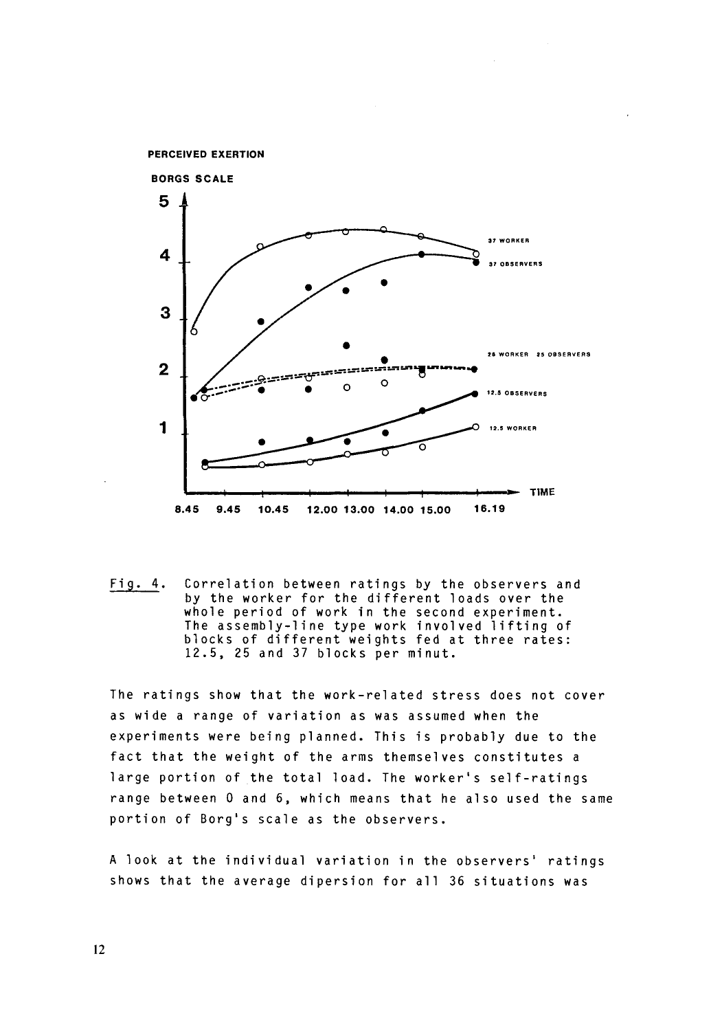PERCEIVED EXERTION

BORGS SCALE

Fig. 4. Correlation between ratings by the observers and by the worker for the different loads over the whole period of work in the second experiment. The assembly-line type work involved lifting of blocks of different weights fed at three rates: 12.5, 25 and 37 blocks per minut.

The ratings show that the work-related stress does not cover as wide a range of variation as was assumed when the experiments were being planned. This is probably due to the fact that the weight of the arms themselves constitutes a large portion of the total load. The worker's self-ratings range between 0 and 6, which means that he also used the same portion of Borg's scale as the observers.

A look at the individual variation in the observers' ratings shows that the average dipersion for all 36 situations was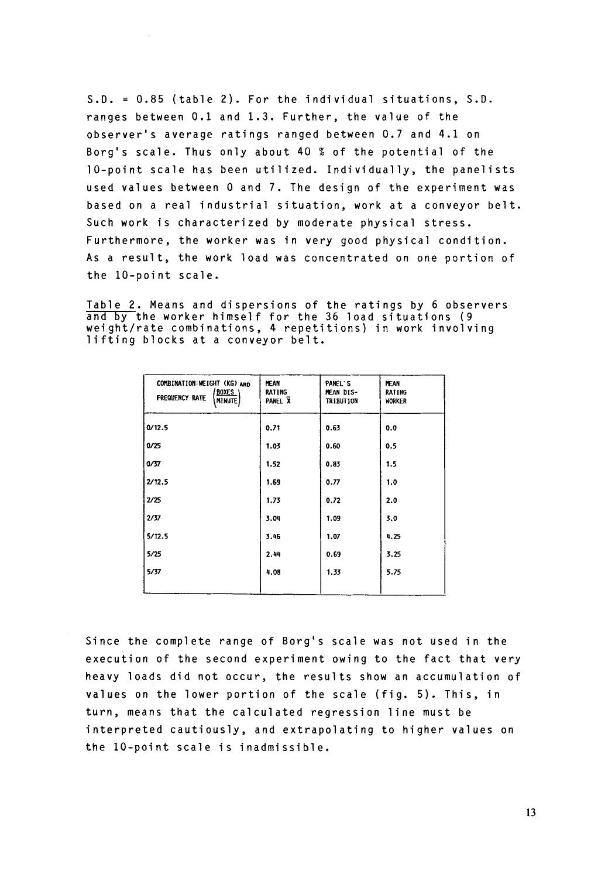S.D. = 0.85 (table 2). For the individual situations, S.D. ranges between 0.1 and 1.3. Further, the value of the observer's average ratings ranged between 0.7 and 4.1 on Borg's scale. Thus only about 40 % of the potential of the 10-point scale has been utilized. Individually, the panelists used values between 0 and 7. The design of the experiment was based on a real industrial situation, work at a conveyor belt. Such work is characterized by moderate physical stress. Furthermore, the worker was in very good physical condition. As a result, the work load was concentrated on one portion of the 10-point scale.

Table 2. Means and dispersions of the ratings by 6 observers and by the worker himself for the 36 load situations (9 weight/rate combinations, 4 repetitions) in work involving lifting blocks at a conveyor belt.

| COMBINATION: WEIGHT (KG) AND FREQUENCY RATE (BOXES / MINUTE) | MEAN RATING PANEL $\bar{X}$ | PANEL'S MEAN DISTRIBUTION | MEAN RATING WORKER |
|---|---|---|---|
| 0/12.5 | 0.71 | 0.63 | 0.0 |
| 0/25 | 1.03 | 0.60 | 0.5 |
| 0/37 | 1.52 | 0.83 | 1.5 |
| 2/12.5 | 1.69 | 0.77 | 1.0 |
| 2/25 | 1.73 | 0.72 | 2.0 |
| 2/37 | 3.04 | 1.09 | 3.0 |
| 5/12.5 | 3.46 | 1.07 | 4.25 |
| 5/25 | 2.44 | 0.69 | 3.25 |
| 5/37 | 4.08 | 1.33 | 5.75 |

Since the complete range of Borg's scale was not used in the execution of the second experiment owing to the fact that very heavy loads did not occur, the results show an accumulation of values on the lower portion of the scale (fig. 5). This, in turn, means that the calculated regression line must be interpreted cautiously, and extrapolating to higher values on the 10-point scale is inadmissible.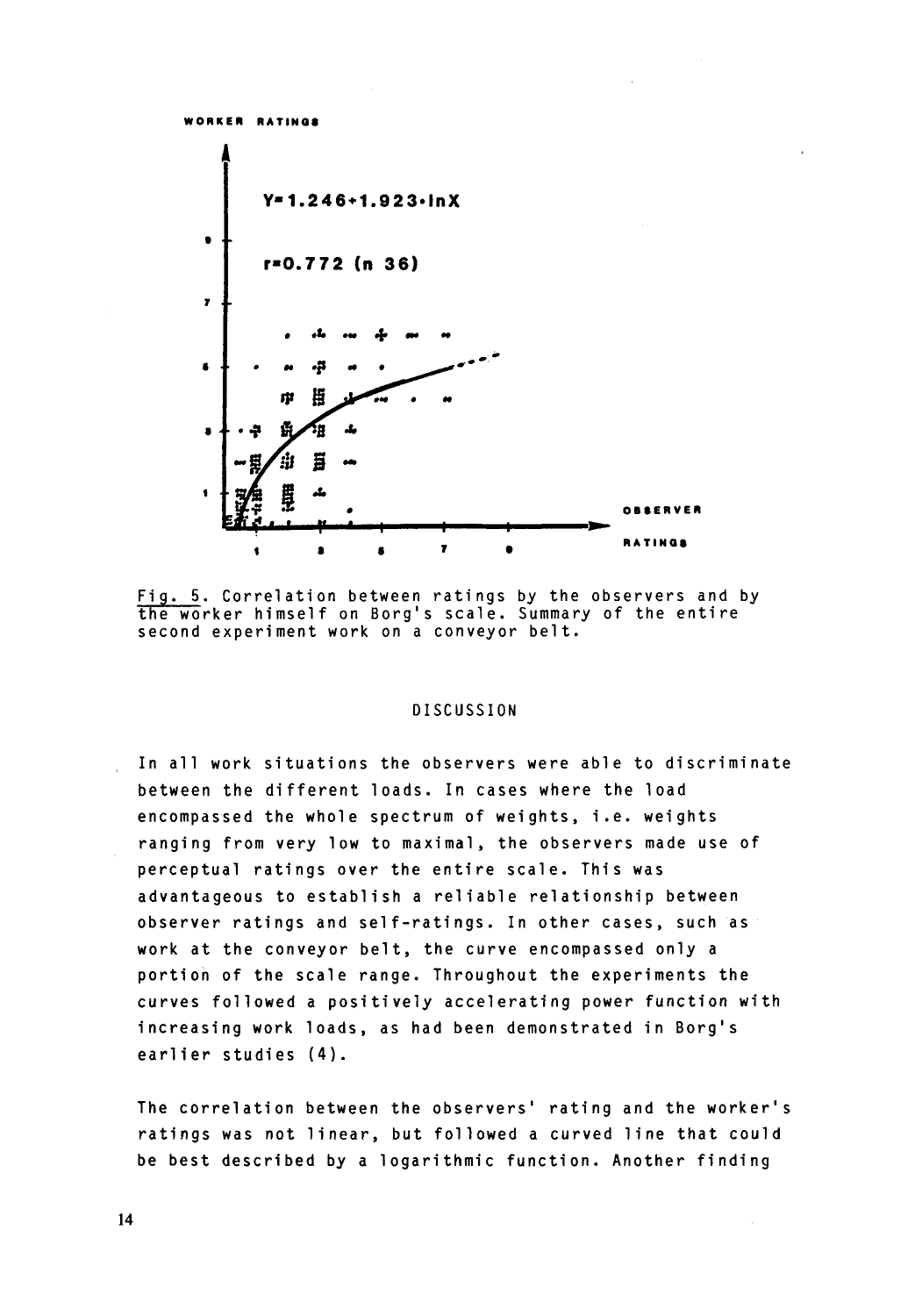WORKER RATINGS

$Y = 1.246 + 1.923 \cdot \ln X$

$r = 0.772$ (n 36)

OBSERVER RATINGS

Fig. 5. Correlation between ratings by the observers and by the worker himself on Borg's scale. Summary of the entire second experiment work on a conveyor belt.

## DISCUSSION

In all work situations the observers were able to discriminate between the different loads. In cases where the load encompassed the whole spectrum of weights, i.e. weights ranging from very low to maximal, the observers made use of perceptual ratings over the entire scale. This was advantageous to establish a reliable relationship between observer ratings and self-ratings. In other cases, such as work at the conveyor belt, the curve encompassed only a portion of the scale range. Throughout the experiments the curves followed a positively accelerating power function with increasing work loads, as had been demonstrated in Borg's earlier studies (4).

The correlation between the observers' rating and the worker's ratings was not linear, but followed a curved line that could be best described by a logarithmic function. Another finding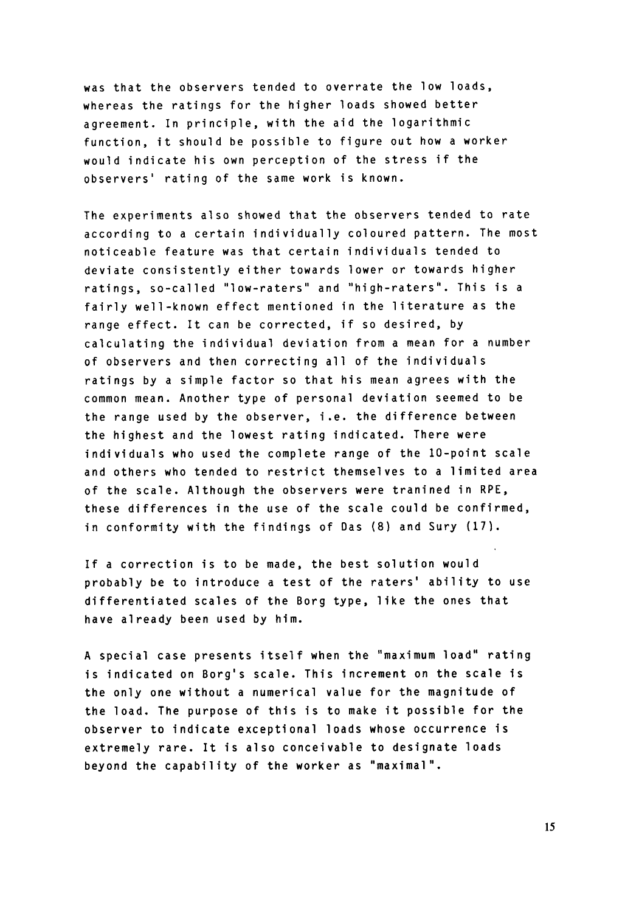was that the observers tended to overrate the low loads, whereas the ratings for the higher loads showed better agreement. In principle, with the aid the logarithmic function, it should be possible to figure out how a worker would indicate his own perception of the stress if the observers' rating of the same work is known.

The experiments also showed that the observers tended to rate according to a certain individually coloured pattern. The most noticeable feature was that certain individuals tended to deviate consistently either towards lower or towards higher ratings, so-called "low-raters" and "high-raters". This is a fairly well-known effect mentioned in the literature as the range effect. It can be corrected, if so desired, by calculating the individual deviation from a mean for a number of observers and then correcting all of the individuals ratings by a simple factor so that his mean agrees with the common mean. Another type of personal deviation seemed to be the range used by the observer, i.e. the difference between the highest and the lowest rating indicated. There were individuals who used the complete range of the 10-point scale and others who tended to restrict themselves to a limited area of the scale. Although the observers were tranined in RPE, these differences in the use of the scale could be confirmed, in conformity with the findings of Das (8) and Sury (17).

If a correction is to be made, the best solution would probably be to introduce a test of the raters' ability to use differentiated scales of the Borg type, like the ones that have already been used by him.

A special case presents itself when the "maximum load" rating is indicated on Borg's scale. This increment on the scale is the only one without a numerical value for the magnitude of the load. The purpose of this is to make it possible for the observer to indicate exceptional loads whose occurrence is extremely rare. It is also conceivable to designate loads beyond the capability of the worker as "maximal".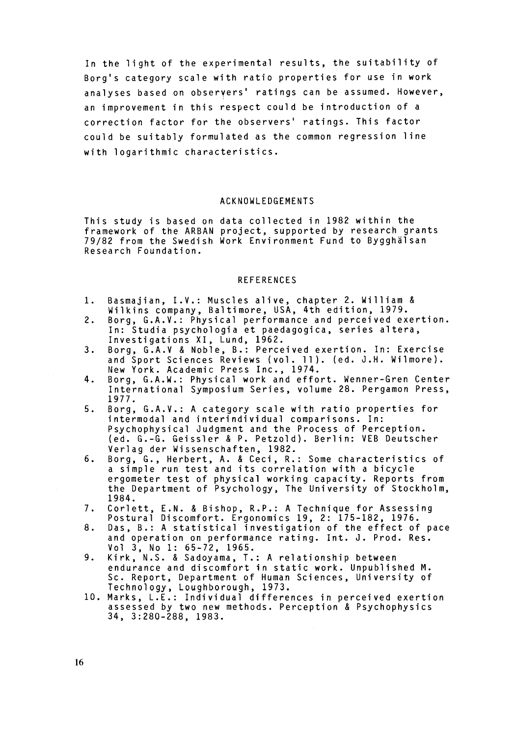In the light of the experimental results, the suitability of Borg's category scale with ratio properties for use in work analyses based on observers' ratings can be assumed. However, an improvement in this respect could be introduction of a correction factor for the observers' ratings. This factor could be suitably formulated as the common regression line with logarithmic characteristics.

## ACKNOWLEDGEMENTS

This study is based on data collected in 1982 within the framework of the ARBAN project, supported by research grants 79/82 from the Swedish Work Environment Fund to Bygghälsan Research Foundation.

## REFERENCES

1. Basmajian, I.V.: Muscles alive, chapter 2. William & Wilkins company, Baltimore, USA, 4th edition, 1979.
2. Borg, G.A.V.: Physical performance and perceived exertion. In: Studia psychologia et paedagogica, series altera, Investigations XI, Lund, 1962.
3. Borg, G.A.V & Noble, B.: Perceived exertion. In: Exercise and Sport Sciences Reviews (vol. 11). (ed. J.H. Wilmore). New York. Academic Press Inc., 1974.
4. Borg, G.A.W.: Physical work and effort. Wenner-Gren Center International Symposium Series, volume 28. Pergamon Press, 1977.
5. Borg, G.A.V.: A category scale with ratio properties for intermodal and interindividual comparisons. In: Psychophysical Judgment and the Process of Perception. (ed. G.-G. Geissler & P. Petzold). Berlin: VEB Deutscher Verlag der Wissenschaften, 1982.
6. Borg, G., Herbert, A. & Ceci, R.: Some characteristics of a simple run test and its correlation with a bicycle ergometer test of physical working capacity. Reports from the Department of Psychology, The University of Stockholm, 1984.
7. Corlett, E.N. & Bishop, R.P.: A Technique for Assessing Postural Discomfort. Ergonomics 19, 2: 175-182, 1976.
8. Das, B.: A statistical investigation of the effect of pace and operation on performance rating. Int. J. Prod. Res. Vol 3, No 1: 65-72, 1965.
9. Kirk, N.S. & Sadoyama, T.: A relationship between endurance and discomfort in static work. Unpublished M. Sc. Report, Department of Human Sciences, University of Technology, Loughborough, 1973.
10. Marks, L.E.: Individual differences in perceived exertion assessed by two new methods. Perception & Psychophysics 34, 3:280-288, 1983.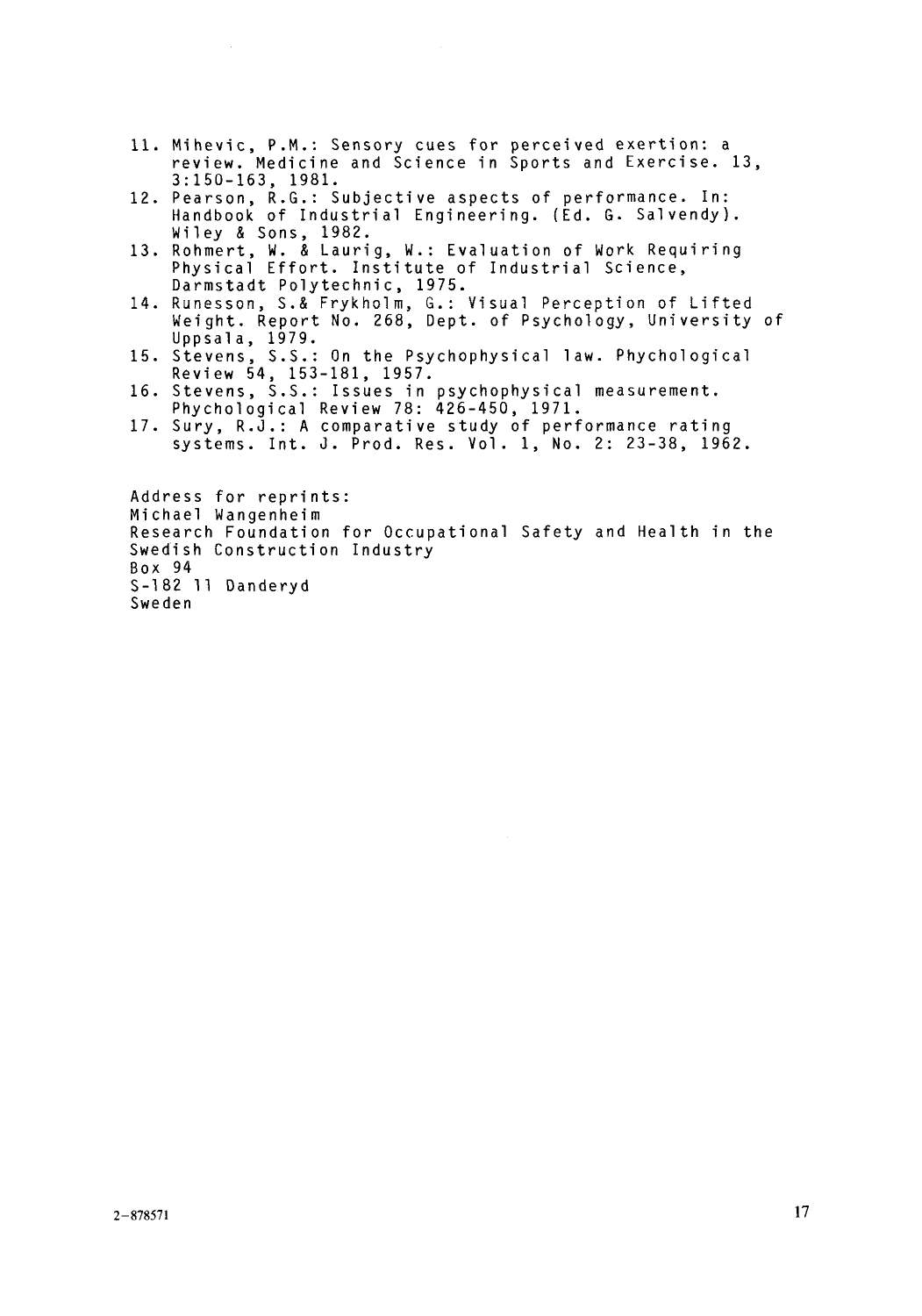11. Mihevic, P.M.: Sensory cues for perceived exertion: a review. Medicine and Science in Sports and Exercise. 13, 3:150-163, 1981.
12. Pearson, R.G.: Subjective aspects of performance. In: Handbook of Industrial Engineering. (Ed. G. Salvendy). Wiley & Sons, 1982.
13. Rohmert, W. & Laurig, W.: Evaluation of Work Requiring Physical Effort. Institute of Industrial Science, Darmstadt Polytechnic, 1975.
14. Runesson, S.& Frykholm, G.: Visual Perception of Lifted Weight. Report No. 268, Dept. of Psychology, University of Uppsala, 1979.
15. Stevens, S.S.: On the Psychophysical law. Phychological Review 54, 153-181, 1957.
16. Stevens, S.S.: Issues in psychophysical measurement. Phychological Review 78: 426-450, 1971.
17. Sury, R.J.: A comparative study of performance rating systems. Int. J. Prod. Res. Vol. 1, No. 2: 23-38, 1962.

Address for reprints:
Michael Wangenheim
Research Foundation for Occupational Safety and Health in the Swedish Construction Industry
Box 94
S-182 11 Danderyd
Sweden

2–878571